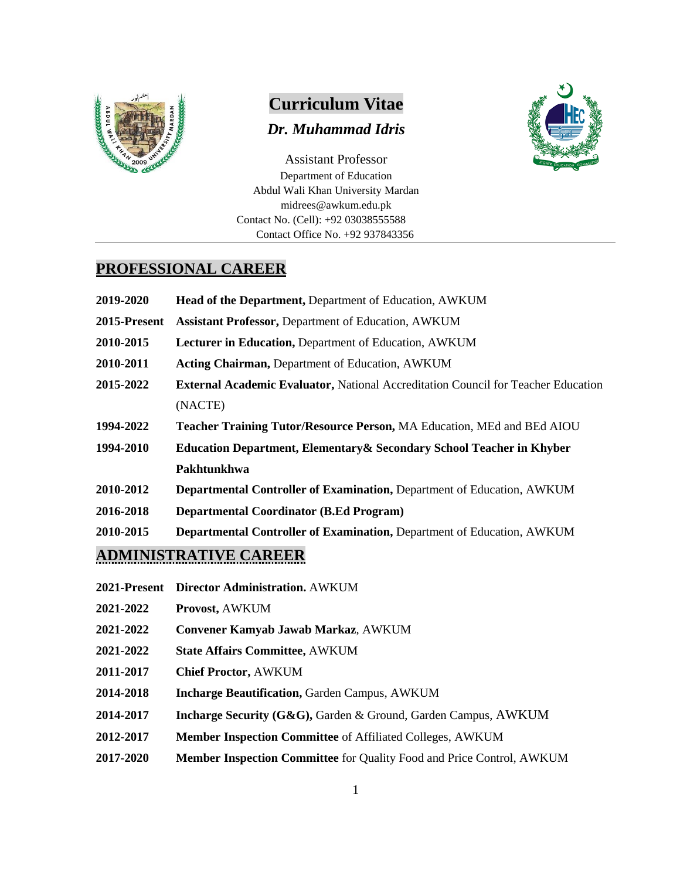# Curriculum Vitae

## *Dr. Muhammad Idris*

Assistant Professor
Department of Education
Abdul Wali Khan University Mardan
midrees@awkum.edu.pk
Contact No. (Cell): +92 03038555588
Contact Office No. +92 937843356

---

## PROFESSIONAL CAREER

| | |
|---|---|
| **2019-2020** | **Head of the Department,** Department of Education, AWKUM |
| **2015-Present** | **Assistant Professor,** Department of Education, AWKUM |
| **2010-2015** | **Lecturer in Education,** Department of Education, AWKUM |
| **2010-2011** | **Acting Chairman,** Department of Education, AWKUM |
| **2015-2022** | **External Academic Evaluator,** National Accreditation Council for Teacher Education (NACTE) |
| **1994-2022** | **Teacher Training Tutor/Resource Person,** MA Education, MEd and BEd AIOU |
| **1994-2010** | **Education Department, Elementary& Secondary School Teacher in Khyber Pakhtunkhwa** |
| **2010-2012** | **Departmental Controller of Examination,** Department of Education, AWKUM |
| **2016-2018** | **Departmental Coordinator (B.Ed Program)** |
| **2010-2015** | **Departmental Controller of Examination,** Department of Education, AWKUM |

## ADMINISTRATIVE CAREER

| | |
|---|---|
| **2021-Present** | **Director Administration.** AWKUM |
| **2021-2022** | **Provost,** AWKUM |
| **2021-2022** | **Convener Kamyab Jawab Markaz**, AWKUM |
| **2021-2022** | **State Affairs Committee,** AWKUM |
| **2011-2017** | **Chief Proctor,** AWKUM |
| **2014-2018** | **Incharge Beautification,** Garden Campus, AWKUM |
| **2014-2017** | **Incharge Security (G&G),** Garden & Ground, Garden Campus, AWKUM |
| **2012-2017** | **Member Inspection Committee** of Affiliated Colleges, AWKUM |
| **2017-2020** | **Member Inspection Committee** for Quality Food and Price Control, AWKUM |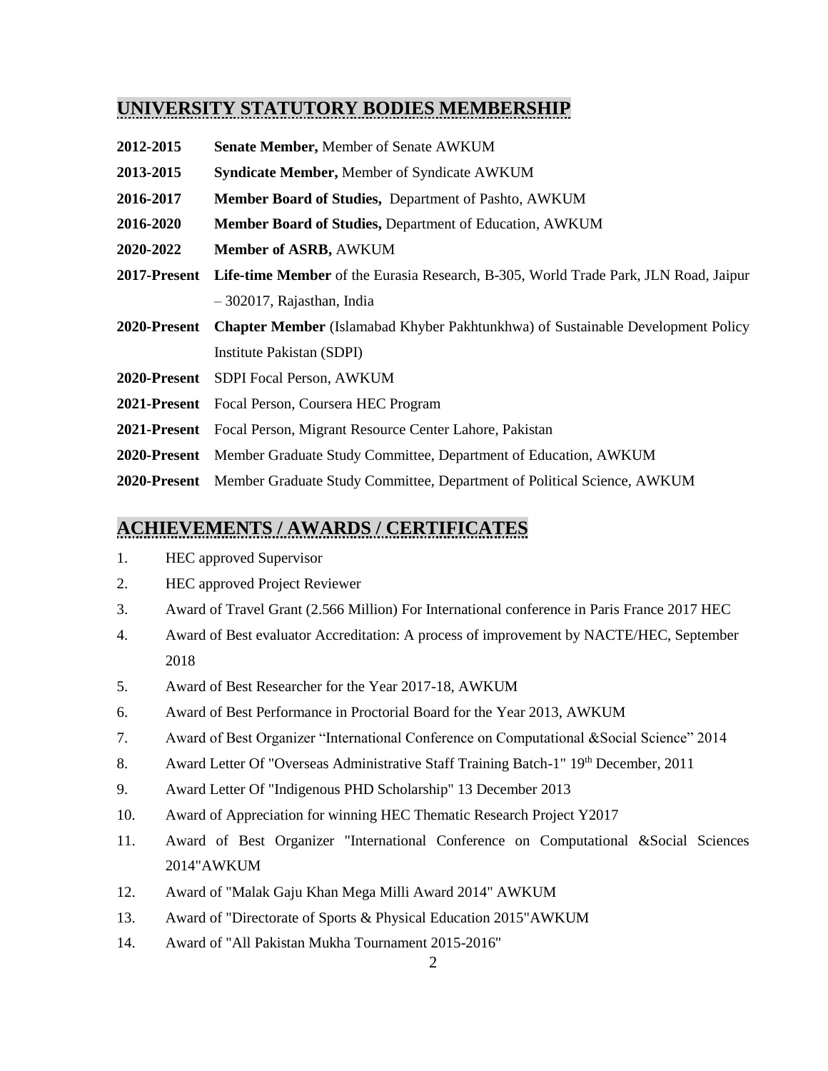## UNIVERSITY STATUTORY BODIES MEMBERSHIP

**2012-2015** **Senate Member,** Member of Senate AWKUM

**2013-2015** **Syndicate Member,** Member of Syndicate AWKUM

**2016-2017** **Member Board of Studies,** Department of Pashto, AWKUM

**2016-2020** **Member Board of Studies,** Department of Education, AWKUM

**2020-2022** **Member of ASRB,** AWKUM

**2017-Present** **Life-time Member** of the Eurasia Research, B-305, World Trade Park, JLN Road, Jaipur – 302017, Rajasthan, India

**2020-Present** **Chapter Member** (Islamabad Khyber Pakhtunkhwa) of Sustainable Development Policy Institute Pakistan (SDPI)

**2020-Present** SDPI Focal Person, AWKUM

**2021-Present** Focal Person, Coursera HEC Program

**2021-Present** Focal Person, Migrant Resource Center Lahore, Pakistan

**2020-Present** Member Graduate Study Committee, Department of Education, AWKUM

**2020-Present** Member Graduate Study Committee, Department of Political Science, AWKUM

## ACHIEVEMENTS / AWARDS / CERTIFICATES

1. HEC approved Supervisor
2. HEC approved Project Reviewer
3. Award of Travel Grant (2.566 Million) For International conference in Paris France 2017 HEC
4. Award of Best evaluator Accreditation: A process of improvement by NACTE/HEC, September 2018
5. Award of Best Researcher for the Year 2017-18, AWKUM
6. Award of Best Performance in Proctorial Board for the Year 2013, AWKUM
7. Award of Best Organizer "International Conference on Computational &Social Science" 2014
8. Award Letter Of "Overseas Administrative Staff Training Batch-1" 19th December, 2011
9. Award Letter Of "Indigenous PHD Scholarship" 13 December 2013
10. Award of Appreciation for winning HEC Thematic Research Project Y2017
11. Award of Best Organizer "International Conference on Computational &Social Sciences 2014"AWKUM
12. Award of "Malak Gaju Khan Mega Milli Award 2014" AWKUM
13. Award of "Directorate of Sports & Physical Education 2015"AWKUM
14. Award of "All Pakistan Mukha Tournament 2015-2016"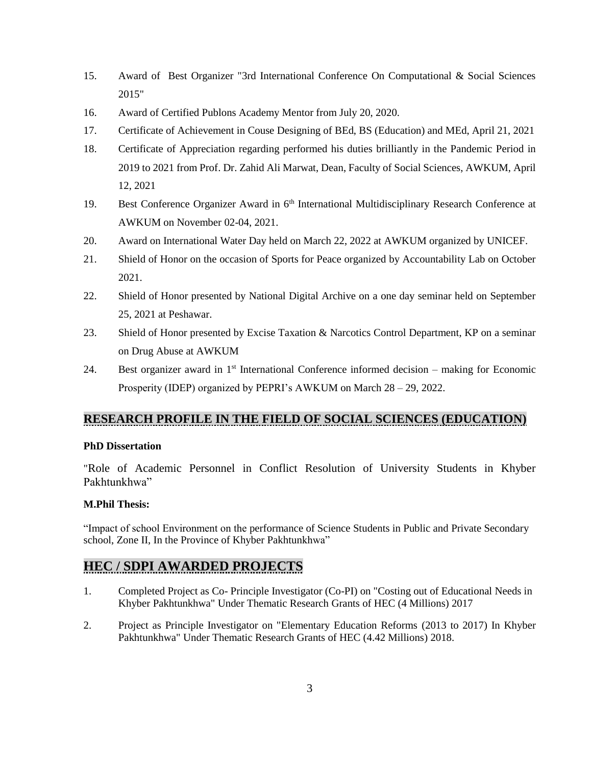15. Award of Best Organizer "3rd International Conference On Computational & Social Sciences 2015"
16. Award of Certified Publons Academy Mentor from July 20, 2020.
17. Certificate of Achievement in Couse Designing of BEd, BS (Education) and MEd, April 21, 2021
18. Certificate of Appreciation regarding performed his duties brilliantly in the Pandemic Period in 2019 to 2021 from Prof. Dr. Zahid Ali Marwat, Dean, Faculty of Social Sciences, AWKUM, April 12, 2021
19. Best Conference Organizer Award in 6th International Multidisciplinary Research Conference at AWKUM on November 02-04, 2021.
20. Award on International Water Day held on March 22, 2022 at AWKUM organized by UNICEF.
21. Shield of Honor on the occasion of Sports for Peace organized by Accountability Lab on October 2021.
22. Shield of Honor presented by National Digital Archive on a one day seminar held on September 25, 2021 at Peshawar.
23. Shield of Honor presented by Excise Taxation & Narcotics Control Department, KP on a seminar on Drug Abuse at AWKUM
24. Best organizer award in 1st International Conference informed decision – making for Economic Prosperity (IDEP) organized by PEPRI's AWKUM on March 28 – 29, 2022.

## RESEARCH PROFILE IN THE FIELD OF SOCIAL SCIENCES (EDUCATION)

**PhD Dissertation**

"Role of Academic Personnel in Conflict Resolution of University Students in Khyber Pakhtunkhwa"

**M.Phil Thesis:**

"Impact of school Environment on the performance of Science Students in Public and Private Secondary school, Zone II, In the Province of Khyber Pakhtunkhwa"

## HEC / SDPI AWARDED PROJECTS

1. Completed Project as Co- Principle Investigator (Co-PI) on "Costing out of Educational Needs in Khyber Pakhtunkhwa" Under Thematic Research Grants of HEC (4 Millions) 2017
2. Project as Principle Investigator on "Elementary Education Reforms (2013 to 2017) In Khyber Pakhtunkhwa" Under Thematic Research Grants of HEC (4.42 Millions) 2018.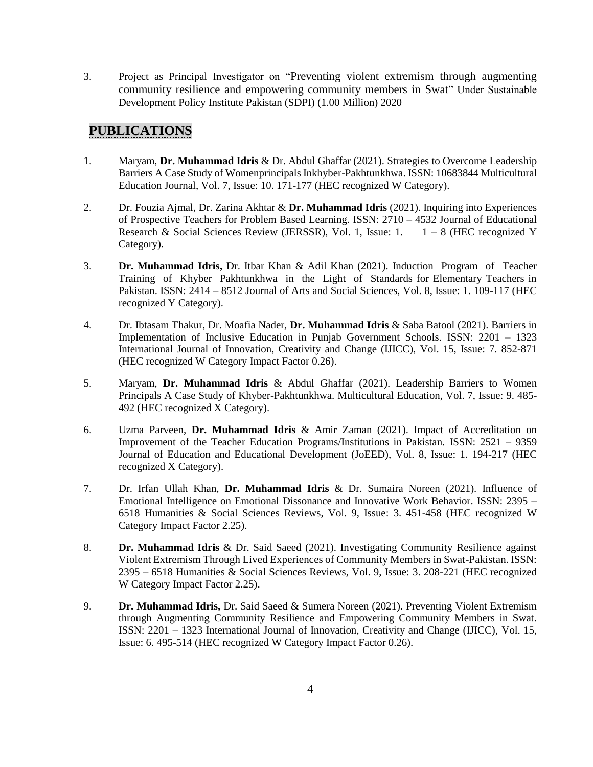3. Project as Principal Investigator on "Preventing violent extremism through augmenting community resilience and empowering community members in Swat" Under Sustainable Development Policy Institute Pakistan (SDPI) (1.00 Million) 2020

## PUBLICATIONS

1. Maryam, **Dr. Muhammad Idris** & Dr. Abdul Ghaffar (2021). Strategies to Overcome Leadership Barriers A Case Study of Womenprincipals Inkhyber-Pakhtunkhwa. ISSN: 10683844 Multicultural Education Journal, Vol. 7, Issue: 10. 171-177 (HEC recognized W Category).

2. Dr. Fouzia Ajmal, Dr. Zarina Akhtar & **Dr. Muhammad Idris** (2021). Inquiring into Experiences of Prospective Teachers for Problem Based Learning. ISSN: 2710 – 4532 Journal of Educational Research & Social Sciences Review (JERSSR), Vol. 1, Issue: 1. 1 – 8 (HEC recognized Y Category).

3. **Dr. Muhammad Idris,** Dr. Itbar Khan & Adil Khan (2021). Induction Program of Teacher Training of Khyber Pakhtunkhwa in the Light of Standards for Elementary Teachers in Pakistan. ISSN: 2414 – 8512 Journal of Arts and Social Sciences, Vol. 8, Issue: 1. 109-117 (HEC recognized Y Category).

4. Dr. Ibtasam Thakur, Dr. Moafia Nader, **Dr. Muhammad Idris** & Saba Batool (2021). Barriers in Implementation of Inclusive Education in Punjab Government Schools. ISSN: 2201 – 1323 International Journal of Innovation, Creativity and Change (IJICC), Vol. 15, Issue: 7. 852-871 (HEC recognized W Category Impact Factor 0.26).

5. Maryam, **Dr. Muhammad Idris** & Abdul Ghaffar (2021). Leadership Barriers to Women Principals A Case Study of Khyber-Pakhtunkhwa. Multicultural Education, Vol. 7, Issue: 9. 485-492 (HEC recognized X Category).

6. Uzma Parveen, **Dr. Muhammad Idris** & Amir Zaman (2021). Impact of Accreditation on Improvement of the Teacher Education Programs/Institutions in Pakistan. ISSN: 2521 – 9359 Journal of Education and Educational Development (JoEED), Vol. 8, Issue: 1. 194-217 (HEC recognized X Category).

7. Dr. Irfan Ullah Khan, **Dr. Muhammad Idris** & Dr. Sumaira Noreen (2021). Influence of Emotional Intelligence on Emotional Dissonance and Innovative Work Behavior. ISSN: 2395 – 6518 Humanities & Social Sciences Reviews, Vol. 9, Issue: 3. 451-458 (HEC recognized W Category Impact Factor 2.25).

8. **Dr. Muhammad Idris** & Dr. Said Saeed (2021). Investigating Community Resilience against Violent Extremism Through Lived Experiences of Community Members in Swat-Pakistan. ISSN: 2395 – 6518 Humanities & Social Sciences Reviews, Vol. 9, Issue: 3. 208-221 (HEC recognized W Category Impact Factor 2.25).

9. **Dr. Muhammad Idris,** Dr. Said Saeed & Sumera Noreen (2021). Preventing Violent Extremism through Augmenting Community Resilience and Empowering Community Members in Swat. ISSN: 2201 – 1323 International Journal of Innovation, Creativity and Change (IJICC), Vol. 15, Issue: 6. 495-514 (HEC recognized W Category Impact Factor 0.26).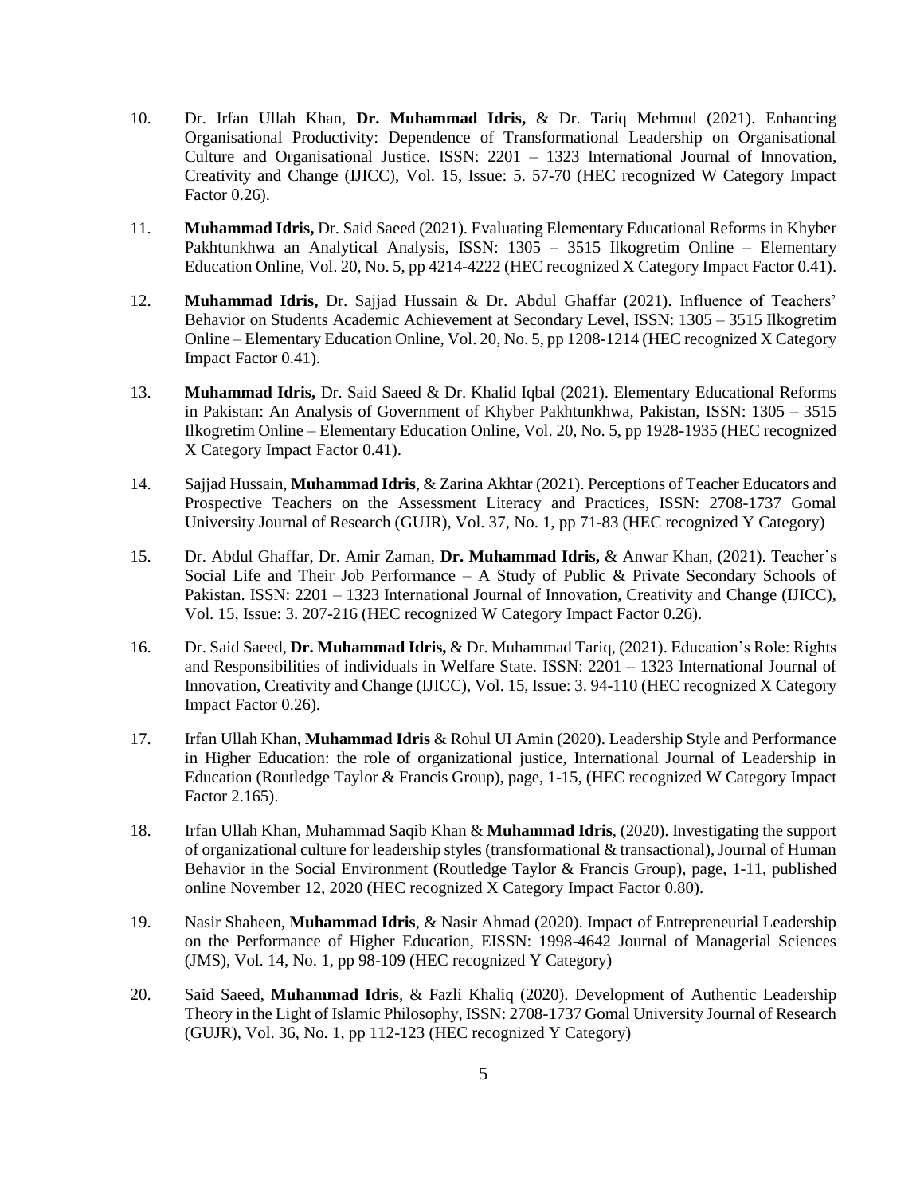10. Dr. Irfan Ullah Khan, **Dr. Muhammad Idris,** & Dr. Tariq Mehmud (2021). Enhancing Organisational Productivity: Dependence of Transformational Leadership on Organisational Culture and Organisational Justice. ISSN: 2201 – 1323 International Journal of Innovation, Creativity and Change (IJICC), Vol. 15, Issue: 5. 57-70 (HEC recognized W Category Impact Factor 0.26).

11. **Muhammad Idris,** Dr. Said Saeed (2021). Evaluating Elementary Educational Reforms in Khyber Pakhtunkhwa an Analytical Analysis, ISSN: 1305 – 3515 Ilkogretim Online – Elementary Education Online, Vol. 20, No. 5, pp 4214-4222 (HEC recognized X Category Impact Factor 0.41).

12. **Muhammad Idris,** Dr. Sajjad Hussain & Dr. Abdul Ghaffar (2021). Influence of Teachers' Behavior on Students Academic Achievement at Secondary Level, ISSN: 1305 – 3515 Ilkogretim Online – Elementary Education Online, Vol. 20, No. 5, pp 1208-1214 (HEC recognized X Category Impact Factor 0.41).

13. **Muhammad Idris,** Dr. Said Saeed & Dr. Khalid Iqbal (2021). Elementary Educational Reforms in Pakistan: An Analysis of Government of Khyber Pakhtunkhwa, Pakistan, ISSN: 1305 – 3515 Ilkogretim Online – Elementary Education Online, Vol. 20, No. 5, pp 1928-1935 (HEC recognized X Category Impact Factor 0.41).

14. Sajjad Hussain, **Muhammad Idris**, & Zarina Akhtar (2021). Perceptions of Teacher Educators and Prospective Teachers on the Assessment Literacy and Practices, ISSN: 2708-1737 Gomal University Journal of Research (GUJR), Vol. 37, No. 1, pp 71-83 (HEC recognized Y Category)

15. Dr. Abdul Ghaffar, Dr. Amir Zaman, **Dr. Muhammad Idris,** & Anwar Khan, (2021). Teacher's Social Life and Their Job Performance – A Study of Public & Private Secondary Schools of Pakistan. ISSN: 2201 – 1323 International Journal of Innovation, Creativity and Change (IJICC), Vol. 15, Issue: 3. 207-216 (HEC recognized W Category Impact Factor 0.26).

16. Dr. Said Saeed, **Dr. Muhammad Idris,** & Dr. Muhammad Tariq, (2021). Education's Role: Rights and Responsibilities of individuals in Welfare State. ISSN: 2201 – 1323 International Journal of Innovation, Creativity and Change (IJICC), Vol. 15, Issue: 3. 94-110 (HEC recognized X Category Impact Factor 0.26).

17. Irfan Ullah Khan, **Muhammad Idris** & Rohul Ul Amin (2020). Leadership Style and Performance in Higher Education: the role of organizational justice, International Journal of Leadership in Education (Routledge Taylor & Francis Group), page, 1-15, (HEC recognized W Category Impact Factor 2.165).

18. Irfan Ullah Khan, Muhammad Saqib Khan & **Muhammad Idris**, (2020). Investigating the support of organizational culture for leadership styles (transformational & transactional), Journal of Human Behavior in the Social Environment (Routledge Taylor & Francis Group), page, 1-11, published online November 12, 2020 (HEC recognized X Category Impact Factor 0.80).

19. Nasir Shaheen, **Muhammad Idris**, & Nasir Ahmad (2020). Impact of Entrepreneurial Leadership on the Performance of Higher Education, EISSN: 1998-4642 Journal of Managerial Sciences (JMS), Vol. 14, No. 1, pp 98-109 (HEC recognized Y Category)

20. Said Saeed, **Muhammad Idris**, & Fazli Khaliq (2020). Development of Authentic Leadership Theory in the Light of Islamic Philosophy, ISSN: 2708-1737 Gomal University Journal of Research (GUJR), Vol. 36, No. 1, pp 112-123 (HEC recognized Y Category)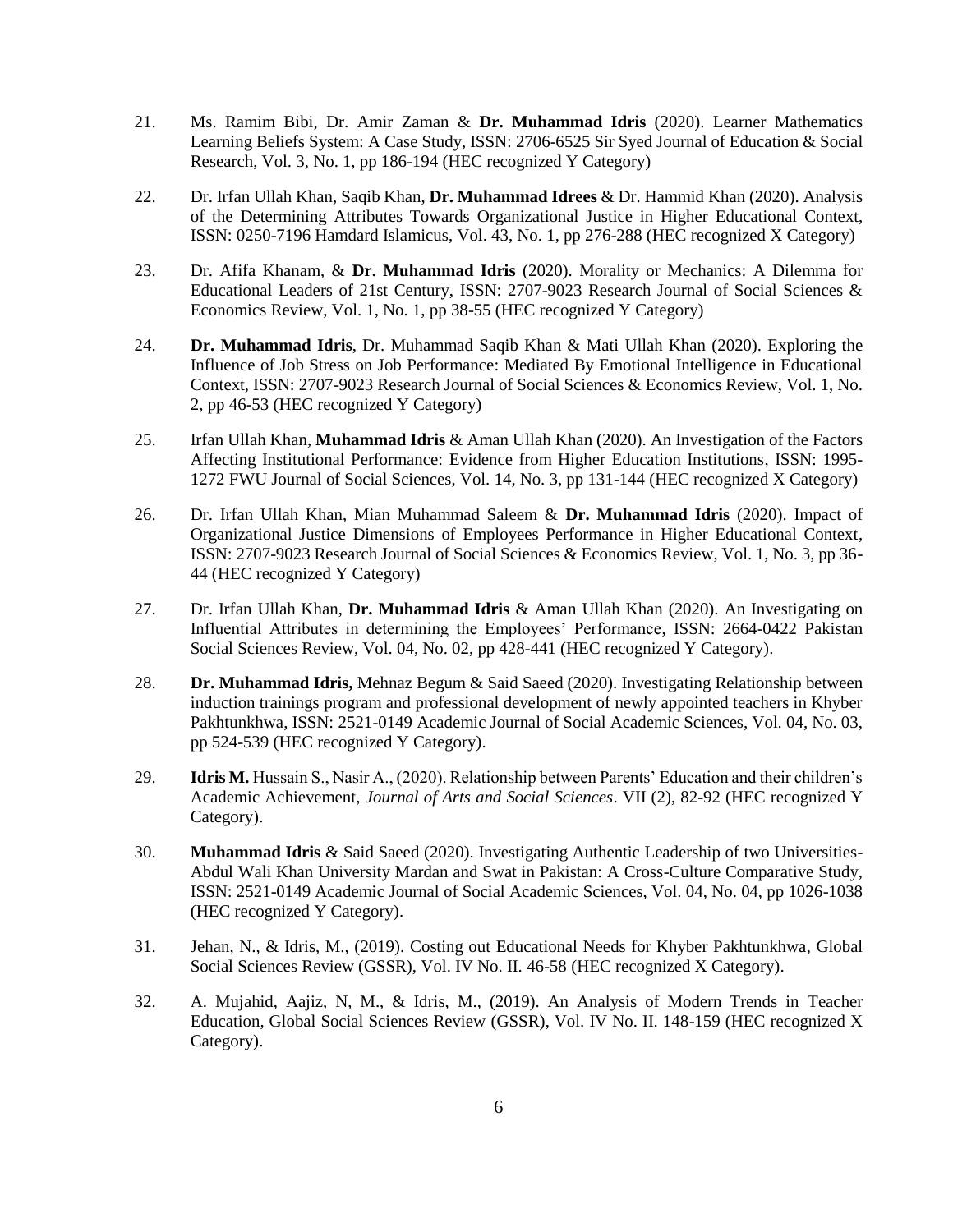21. Ms. Ramim Bibi, Dr. Amir Zaman & **Dr. Muhammad Idris** (2020). Learner Mathematics Learning Beliefs System: A Case Study, ISSN: 2706-6525 Sir Syed Journal of Education & Social Research, Vol. 3, No. 1, pp 186-194 (HEC recognized Y Category)

22. Dr. Irfan Ullah Khan, Saqib Khan, **Dr. Muhammad Idrees** & Dr. Hammid Khan (2020). Analysis of the Determining Attributes Towards Organizational Justice in Higher Educational Context, ISSN: 0250-7196 Hamdard Islamicus, Vol. 43, No. 1, pp 276-288 (HEC recognized X Category)

23. Dr. Afifa Khanam, & **Dr. Muhammad Idris** (2020). Morality or Mechanics: A Dilemma for Educational Leaders of 21st Century, ISSN: 2707-9023 Research Journal of Social Sciences & Economics Review, Vol. 1, No. 1, pp 38-55 (HEC recognized Y Category)

24. **Dr. Muhammad Idris**, Dr. Muhammad Saqib Khan & Mati Ullah Khan (2020). Exploring the Influence of Job Stress on Job Performance: Mediated By Emotional Intelligence in Educational Context, ISSN: 2707-9023 Research Journal of Social Sciences & Economics Review, Vol. 1, No. 2, pp 46-53 (HEC recognized Y Category)

25. Irfan Ullah Khan, **Muhammad Idris** & Aman Ullah Khan (2020). An Investigation of the Factors Affecting Institutional Performance: Evidence from Higher Education Institutions, ISSN: 1995-1272 FWU Journal of Social Sciences, Vol. 14, No. 3, pp 131-144 (HEC recognized X Category)

26. Dr. Irfan Ullah Khan, Mian Muhammad Saleem & **Dr. Muhammad Idris** (2020). Impact of Organizational Justice Dimensions of Employees Performance in Higher Educational Context, ISSN: 2707-9023 Research Journal of Social Sciences & Economics Review, Vol. 1, No. 3, pp 36-44 (HEC recognized Y Category)

27. Dr. Irfan Ullah Khan, **Dr. Muhammad Idris** & Aman Ullah Khan (2020). An Investigating on Influential Attributes in determining the Employees' Performance, ISSN: 2664-0422 Pakistan Social Sciences Review, Vol. 04, No. 02, pp 428-441 (HEC recognized Y Category).

28. **Dr. Muhammad Idris,** Mehnaz Begum & Said Saeed (2020). Investigating Relationship between induction trainings program and professional development of newly appointed teachers in Khyber Pakhtunkhwa, ISSN: 2521-0149 Academic Journal of Social Academic Sciences, Vol. 04, No. 03, pp 524-539 (HEC recognized Y Category).

29. **Idris M.** Hussain S., Nasir A., (2020). Relationship between Parents' Education and their children's Academic Achievement, *Journal of Arts and Social Sciences*. VII (2), 82-92 (HEC recognized Y Category).

30. **Muhammad Idris** & Said Saeed (2020). Investigating Authentic Leadership of two Universities-Abdul Wali Khan University Mardan and Swat in Pakistan: A Cross-Culture Comparative Study, ISSN: 2521-0149 Academic Journal of Social Academic Sciences, Vol. 04, No. 04, pp 1026-1038 (HEC recognized Y Category).

31. Jehan, N., & Idris, M., (2019). Costing out Educational Needs for Khyber Pakhtunkhwa, Global Social Sciences Review (GSSR), Vol. IV No. II. 46-58 (HEC recognized X Category).

32. A. Mujahid, Aajiz, N, M., & Idris, M., (2019). An Analysis of Modern Trends in Teacher Education, Global Social Sciences Review (GSSR), Vol. IV No. II. 148-159 (HEC recognized X Category).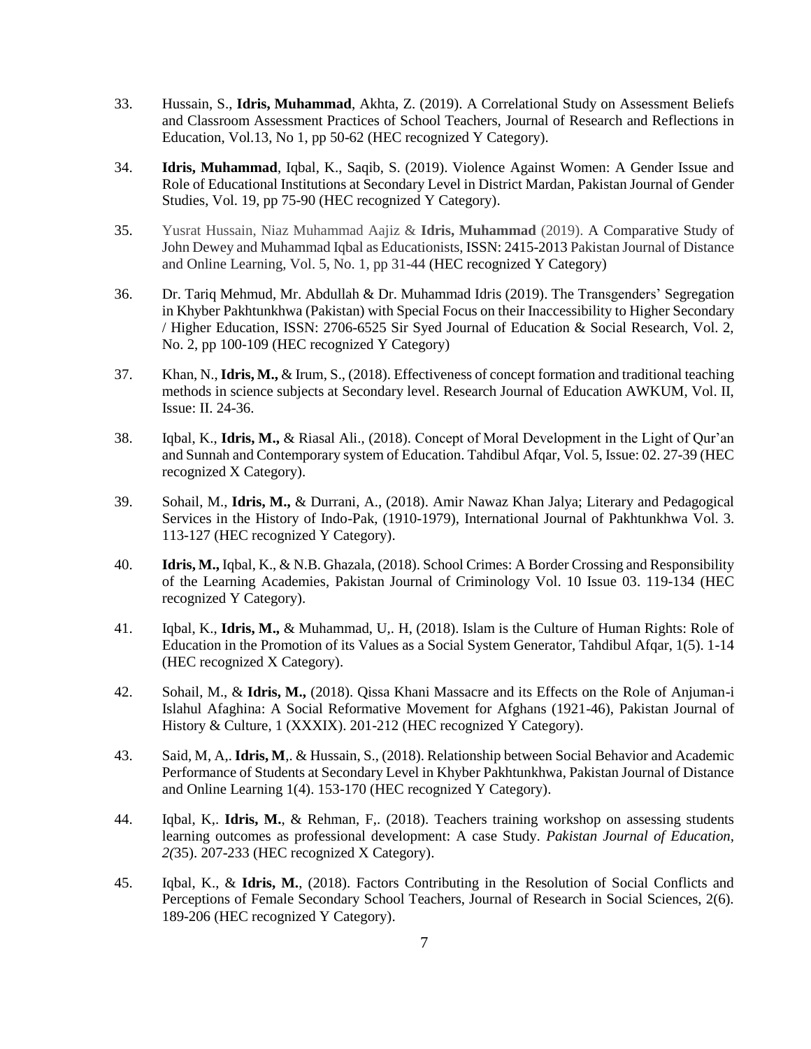33. Hussain, S., **Idris, Muhammad**, Akhta, Z. (2019). A Correlational Study on Assessment Beliefs and Classroom Assessment Practices of School Teachers, Journal of Research and Reflections in Education, Vol.13, No 1, pp 50-62 (HEC recognized Y Category).

34. **Idris, Muhammad**, Iqbal, K., Saqib, S. (2019). Violence Against Women: A Gender Issue and Role of Educational Institutions at Secondary Level in District Mardan, Pakistan Journal of Gender Studies, Vol. 19, pp 75-90 (HEC recognized Y Category).

35. Yusrat Hussain, Niaz Muhammad Aajiz & **Idris, Muhammad** (2019). A Comparative Study of John Dewey and Muhammad Iqbal as Educationists, ISSN: 2415-2013 Pakistan Journal of Distance and Online Learning, Vol. 5, No. 1, pp 31-44 (HEC recognized Y Category)

36. Dr. Tariq Mehmud, Mr. Abdullah & Dr. Muhammad Idris (2019). The Transgenders' Segregation in Khyber Pakhtunkhwa (Pakistan) with Special Focus on their Inaccessibility to Higher Secondary / Higher Education, ISSN: 2706-6525 Sir Syed Journal of Education & Social Research, Vol. 2, No. 2, pp 100-109 (HEC recognized Y Category)

37. Khan, N., **Idris, M.,** & Irum, S., (2018). Effectiveness of concept formation and traditional teaching methods in science subjects at Secondary level. Research Journal of Education AWKUM, Vol. II, Issue: II. 24-36.

38. Iqbal, K., **Idris, M.,** & Riasal Ali., (2018). Concept of Moral Development in the Light of Qur'an and Sunnah and Contemporary system of Education. Tahdibul Afqar, Vol. 5, Issue: 02. 27-39 (HEC recognized X Category).

39. Sohail, M., **Idris, M.,** & Durrani, A., (2018). Amir Nawaz Khan Jalya; Literary and Pedagogical Services in the History of Indo-Pak, (1910-1979), International Journal of Pakhtunkhwa Vol. 3. 113-127 (HEC recognized Y Category).

40. **Idris, M.,** Iqbal, K., & N.B. Ghazala, (2018). School Crimes: A Border Crossing and Responsibility of the Learning Academies, Pakistan Journal of Criminology Vol. 10 Issue 03. 119-134 (HEC recognized Y Category).

41. Iqbal, K., **Idris, M.,** & Muhammad, U,. H, (2018). Islam is the Culture of Human Rights: Role of Education in the Promotion of its Values as a Social System Generator, Tahdibul Afqar, 1(5). 1-14 (HEC recognized X Category).

42. Sohail, M., & **Idris, M.,** (2018). Qissa Khani Massacre and its Effects on the Role of Anjuman-i Islahul Afaghina: A Social Reformative Movement for Afghans (1921-46), Pakistan Journal of History & Culture, 1 (XXXIX). 201-212 (HEC recognized Y Category).

43. Said, M, A,. **Idris, M**,. & Hussain, S., (2018). Relationship between Social Behavior and Academic Performance of Students at Secondary Level in Khyber Pakhtunkhwa, Pakistan Journal of Distance and Online Learning 1(4). 153-170 (HEC recognized Y Category).

44. Iqbal, K,. **Idris, M.**, & Rehman, F,. (2018). Teachers training workshop on assessing students learning outcomes as professional development: A case Study. *Pakistan Journal of Education, 2(*35). 207-233 (HEC recognized X Category).

45. Iqbal, K., & **Idris, M.**, (2018). Factors Contributing in the Resolution of Social Conflicts and Perceptions of Female Secondary School Teachers, Journal of Research in Social Sciences, 2(6). 189-206 (HEC recognized Y Category).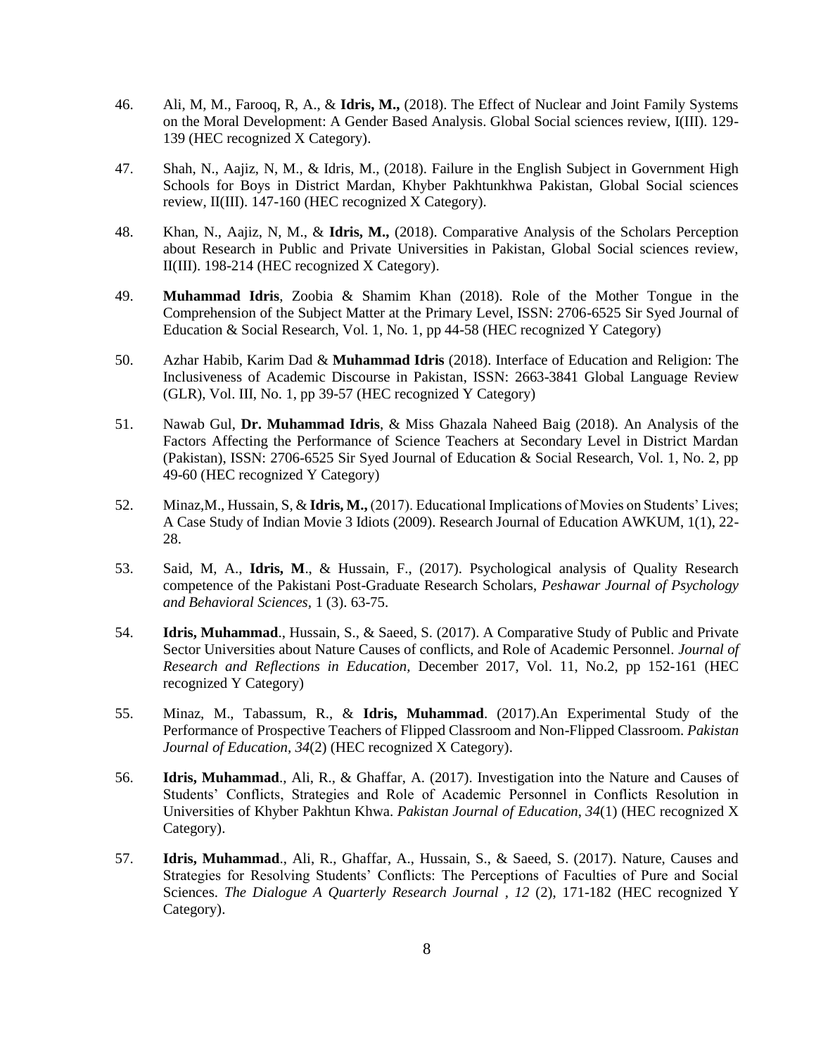46. Ali, M, M., Farooq, R, A., & **Idris, M.,** (2018). The Effect of Nuclear and Joint Family Systems on the Moral Development: A Gender Based Analysis. Global Social sciences review, I(III). 129-139 (HEC recognized X Category).

47. Shah, N., Aajiz, N, M., & Idris, M., (2018). Failure in the English Subject in Government High Schools for Boys in District Mardan, Khyber Pakhtunkhwa Pakistan, Global Social sciences review, II(III). 147-160 (HEC recognized X Category).

48. Khan, N., Aajiz, N, M., & **Idris, M.,** (2018). Comparative Analysis of the Scholars Perception about Research in Public and Private Universities in Pakistan, Global Social sciences review, II(III). 198-214 (HEC recognized X Category).

49. **Muhammad Idris**, Zoobia & Shamim Khan (2018). Role of the Mother Tongue in the Comprehension of the Subject Matter at the Primary Level, ISSN: 2706-6525 Sir Syed Journal of Education & Social Research, Vol. 1, No. 1, pp 44-58 (HEC recognized Y Category)

50. Azhar Habib, Karim Dad & **Muhammad Idris** (2018). Interface of Education and Religion: The Inclusiveness of Academic Discourse in Pakistan, ISSN: 2663-3841 Global Language Review (GLR), Vol. III, No. 1, pp 39-57 (HEC recognized Y Category)

51. Nawab Gul, **Dr. Muhammad Idris**, & Miss Ghazala Naheed Baig (2018). An Analysis of the Factors Affecting the Performance of Science Teachers at Secondary Level in District Mardan (Pakistan), ISSN: 2706-6525 Sir Syed Journal of Education & Social Research, Vol. 1, No. 2, pp 49-60 (HEC recognized Y Category)

52. Minaz,M., Hussain, S, & **Idris, M.,** (2017). Educational Implications of Movies on Students' Lives; A Case Study of Indian Movie 3 Idiots (2009). Research Journal of Education AWKUM, 1(1), 22-28.

53. Said, M, A., **Idris, M**., & Hussain, F., (2017). Psychological analysis of Quality Research competence of the Pakistani Post-Graduate Research Scholars, *Peshawar Journal of Psychology and Behavioral Sciences,* 1 (3). 63-75.

54. **Idris, Muhammad**., Hussain, S., & Saeed, S. (2017). A Comparative Study of Public and Private Sector Universities about Nature Causes of conflicts, and Role of Academic Personnel. *Journal of Research and Reflections in Education,* December 2017, Vol. 11, No.2, pp 152-161 (HEC recognized Y Category)

55. Minaz, M., Tabassum, R., & **Idris, Muhammad**. (2017).An Experimental Study of the Performance of Prospective Teachers of Flipped Classroom and Non-Flipped Classroom. *Pakistan Journal of Education, 34*(2) (HEC recognized X Category).

56. **Idris, Muhammad**., Ali, R., & Ghaffar, A. (2017). Investigation into the Nature and Causes of Students' Conflicts, Strategies and Role of Academic Personnel in Conflicts Resolution in Universities of Khyber Pakhtun Khwa. *Pakistan Journal of Education, 34*(1) (HEC recognized X Category).

57. **Idris, Muhammad**., Ali, R., Ghaffar, A., Hussain, S., & Saeed, S. (2017). Nature, Causes and Strategies for Resolving Students' Conflicts: The Perceptions of Faculties of Pure and Social Sciences. *The Dialogue A Quarterly Research Journal , 12* (2), 171-182 (HEC recognized Y Category).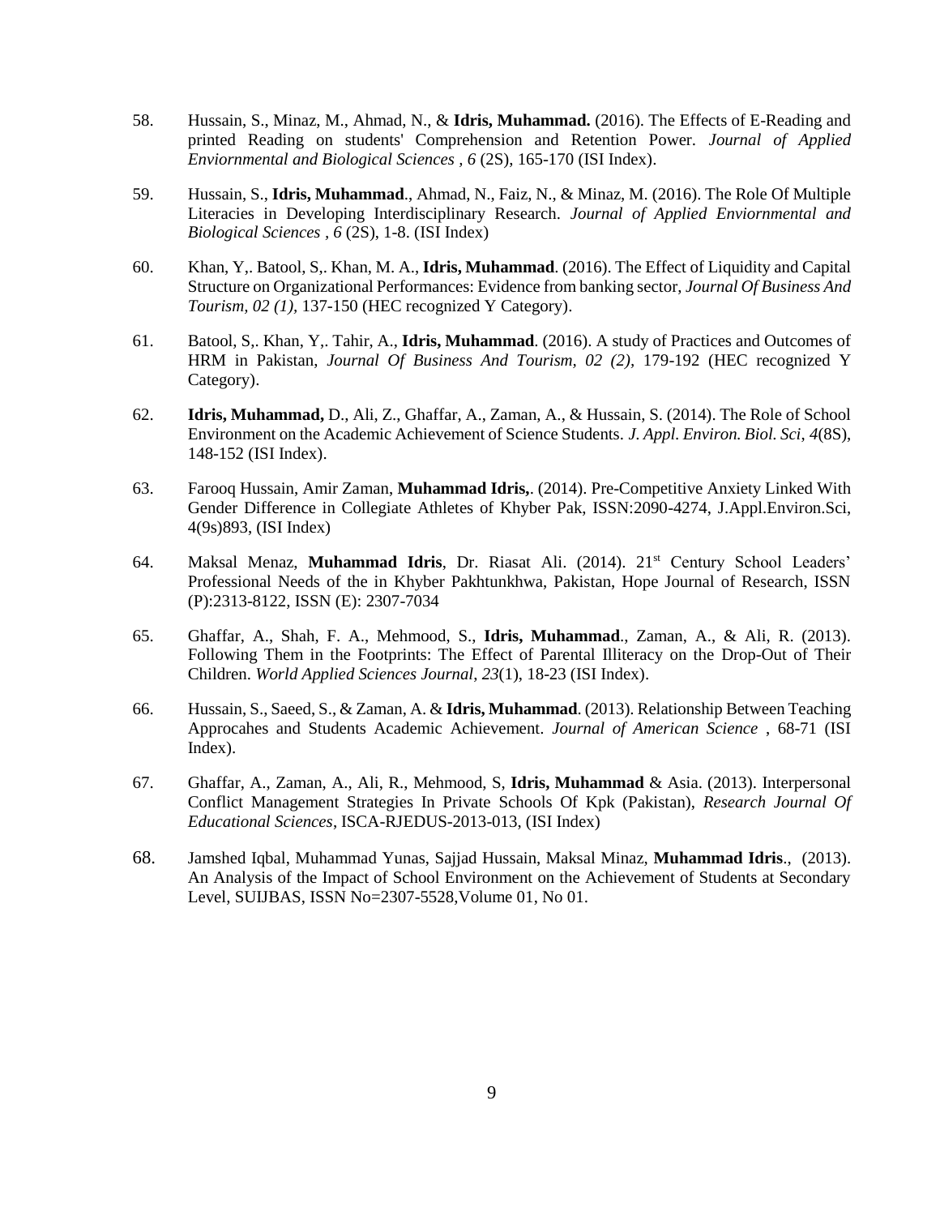58. Hussain, S., Minaz, M., Ahmad, N., & **Idris, Muhammad.** (2016). The Effects of E-Reading and printed Reading on students' Comprehension and Retention Power. *Journal of Applied Enviornmental and Biological Sciences , 6* (2S), 165-170 (ISI Index).

59. Hussain, S., **Idris, Muhammad**., Ahmad, N., Faiz, N., & Minaz, M. (2016). The Role Of Multiple Literacies in Developing Interdisciplinary Research. *Journal of Applied Enviornmental and Biological Sciences , 6* (2S), 1-8. (ISI Index)

60. Khan, Y,. Batool, S,. Khan, M. A., **Idris, Muhammad**. (2016). The Effect of Liquidity and Capital Structure on Organizational Performances: Evidence from banking sector, *Journal Of Business And Tourism, 02 (1),* 137-150 (HEC recognized Y Category).

61. Batool, S,. Khan, Y,. Tahir, A., **Idris, Muhammad**. (2016). A study of Practices and Outcomes of HRM in Pakistan, *Journal Of Business And Tourism, 02 (2),* 179-192 (HEC recognized Y Category).

62. **Idris, Muhammad,** D., Ali, Z., Ghaffar, A., Zaman, A., & Hussain, S. (2014). The Role of School Environment on the Academic Achievement of Science Students. *J. Appl. Environ. Biol. Sci*, *4*(8S), 148-152 (ISI Index).

63. Farooq Hussain, Amir Zaman, **Muhammad Idris,**. (2014). Pre-Competitive Anxiety Linked With Gender Difference in Collegiate Athletes of Khyber Pak, ISSN:2090-4274, J.Appl.Environ.Sci, 4(9s)893, (ISI Index)

64. Maksal Menaz, **Muhammad Idris**, Dr. Riasat Ali. (2014). 21st Century School Leaders' Professional Needs of the in Khyber Pakhtunkhwa, Pakistan, Hope Journal of Research, ISSN (P):2313-8122, ISSN (E): 2307-7034

65. Ghaffar, A., Shah, F. A., Mehmood, S., **Idris, Muhammad**., Zaman, A., & Ali, R. (2013). Following Them in the Footprints: The Effect of Parental Illiteracy on the Drop-Out of Their Children. *World Applied Sciences Journal*, *23*(1), 18-23 (ISI Index).

66. Hussain, S., Saeed, S., & Zaman, A. & **Idris, Muhammad**. (2013). Relationship Between Teaching Approcahes and Students Academic Achievement. *Journal of American Science* , 68-71 (ISI Index).

67. Ghaffar, A., Zaman, A., Ali, R., Mehmood, S, **Idris, Muhammad** & Asia. (2013). Interpersonal Conflict Management Strategies In Private Schools Of Kpk (Pakistan), *Research Journal Of Educational Sciences*, ISCA-RJEDUS-2013-013, (ISI Index)

68. Jamshed Iqbal, Muhammad Yunas, Sajjad Hussain, Maksal Minaz, **Muhammad Idris**., (2013). An Analysis of the Impact of School Environment on the Achievement of Students at Secondary Level, SUIJBAS, ISSN No=2307-5528,Volume 01, No 01.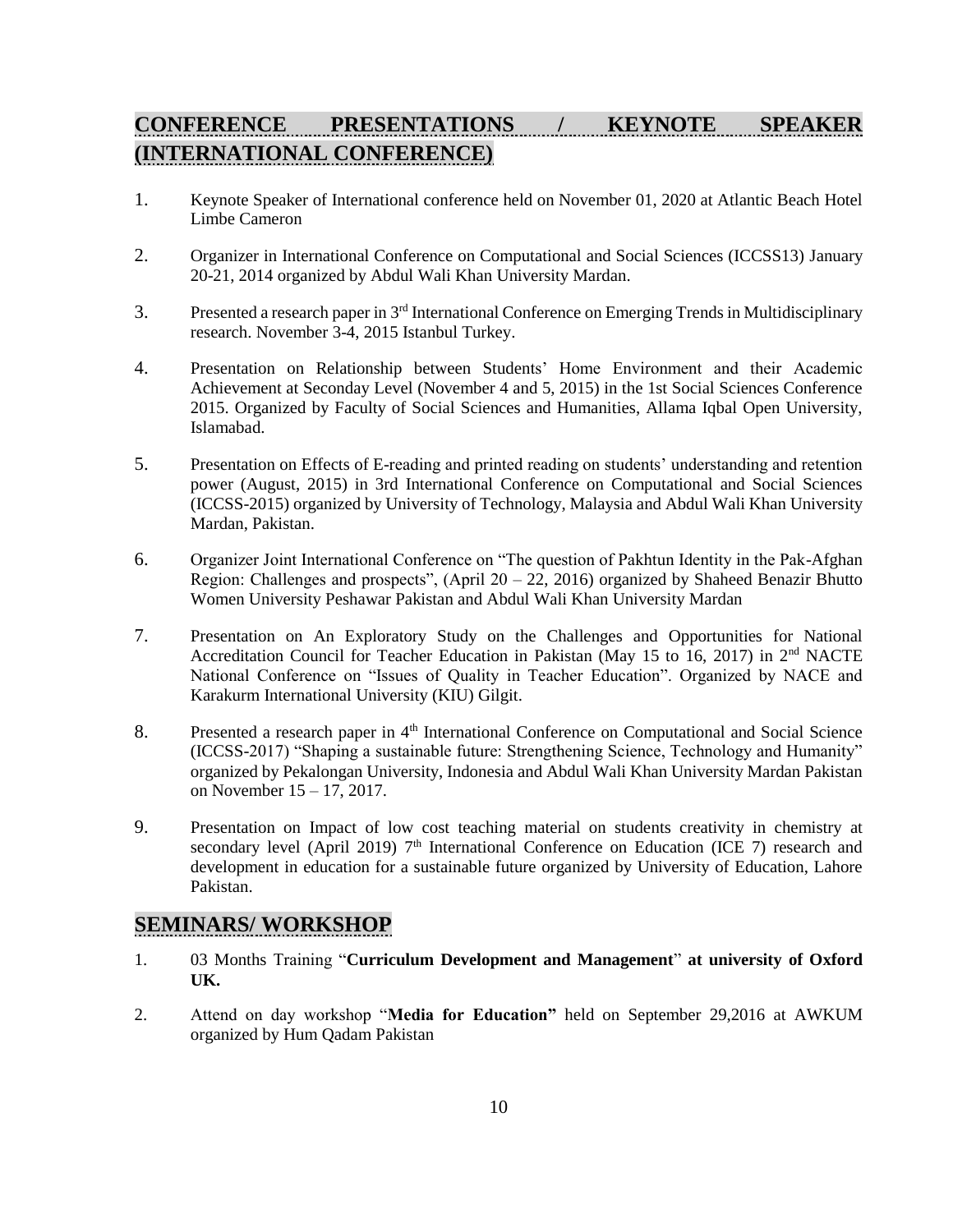## CONFERENCE PRESENTATIONS / KEYNOTE SPEAKER (INTERNATIONAL CONFERENCE)

1. Keynote Speaker of International conference held on November 01, 2020 at Atlantic Beach Hotel Limbe Cameron
2. Organizer in International Conference on Computational and Social Sciences (ICCSS13) January 20-21, 2014 organized by Abdul Wali Khan University Mardan.
3. Presented a research paper in 3rd International Conference on Emerging Trends in Multidisciplinary research. November 3-4, 2015 Istanbul Turkey.
4. Presentation on Relationship between Students' Home Environment and their Academic Achievement at Seconday Level (November 4 and 5, 2015) in the 1st Social Sciences Conference 2015. Organized by Faculty of Social Sciences and Humanities, Allama Iqbal Open University, Islamabad.
5. Presentation on Effects of E-reading and printed reading on students' understanding and retention power (August, 2015) in 3rd International Conference on Computational and Social Sciences (ICCSS-2015) organized by University of Technology, Malaysia and Abdul Wali Khan University Mardan, Pakistan.
6. Organizer Joint International Conference on "The question of Pakhtun Identity in the Pak-Afghan Region: Challenges and prospects", (April 20 – 22, 2016) organized by Shaheed Benazir Bhutto Women University Peshawar Pakistan and Abdul Wali Khan University Mardan
7. Presentation on An Exploratory Study on the Challenges and Opportunities for National Accreditation Council for Teacher Education in Pakistan (May 15 to 16, 2017) in 2nd NACTE National Conference on "Issues of Quality in Teacher Education". Organized by NACE and Karakurm International University (KIU) Gilgit.
8. Presented a research paper in 4th International Conference on Computational and Social Science (ICCSS-2017) "Shaping a sustainable future: Strengthening Science, Technology and Humanity" organized by Pekalongan University, Indonesia and Abdul Wali Khan University Mardan Pakistan on November 15 – 17, 2017.
9. Presentation on Impact of low cost teaching material on students creativity in chemistry at secondary level (April 2019) 7th International Conference on Education (ICE 7) research and development in education for a sustainable future organized by University of Education, Lahore Pakistan.

## SEMINARS/ WORKSHOP

1. 03 Months Training "**Curriculum Development and Management**" **at university of Oxford UK.**
2. Attend on day workshop "**Media for Education"** held on September 29,2016 at AWKUM organized by Hum Qadam Pakistan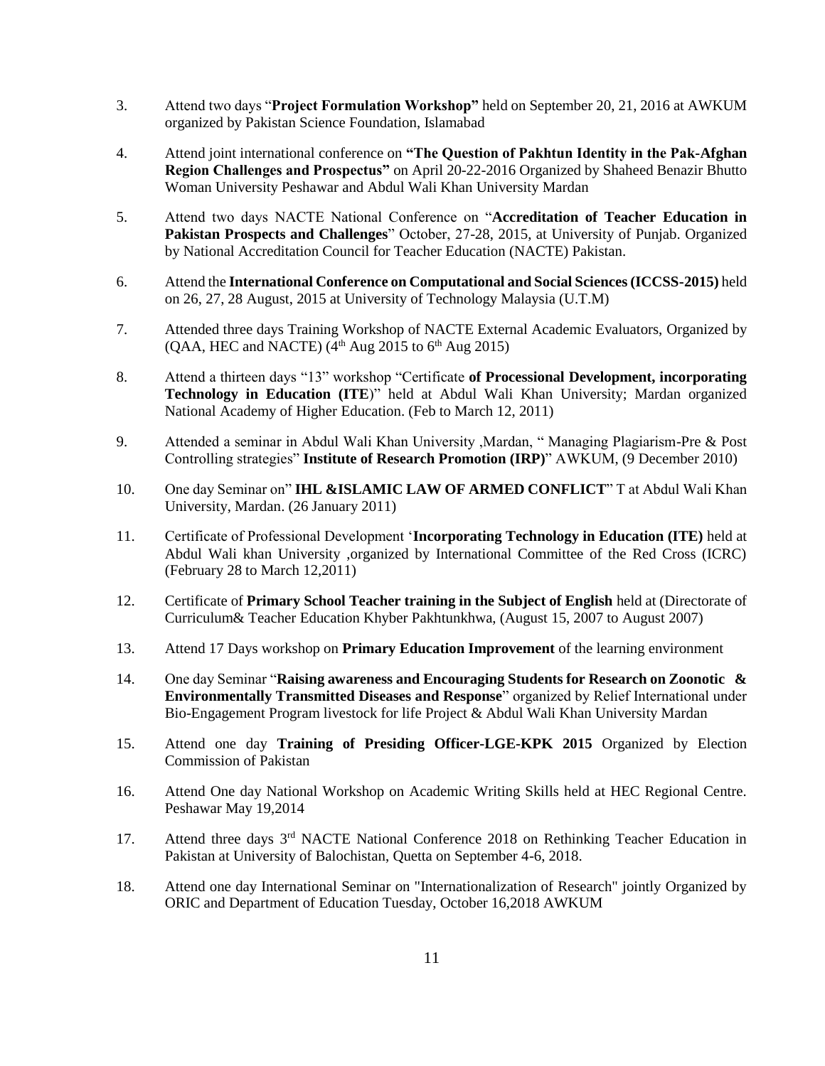3. Attend two days "**Project Formulation Workshop"** held on September 20, 21, 2016 at AWKUM organized by Pakistan Science Foundation, Islamabad

4. Attend joint international conference on **"The Question of Pakhtun Identity in the Pak-Afghan Region Challenges and Prospectus"** on April 20-22-2016 Organized by Shaheed Benazir Bhutto Woman University Peshawar and Abdul Wali Khan University Mardan

5. Attend two days NACTE National Conference on "**Accreditation of Teacher Education in Pakistan Prospects and Challenges**" October, 27-28, 2015, at University of Punjab. Organized by National Accreditation Council for Teacher Education (NACTE) Pakistan.

6. Attend the **International Conference on Computational and Social Sciences (ICCSS-2015)** held on 26, 27, 28 August, 2015 at University of Technology Malaysia (U.T.M)

7. Attended three days Training Workshop of NACTE External Academic Evaluators, Organized by (QAA, HEC and NACTE) (4th Aug 2015 to 6th Aug 2015)

8. Attend a thirteen days "13" workshop "Certificate **of Processional Development, incorporating Technology in Education (ITE**)" held at Abdul Wali Khan University; Mardan organized National Academy of Higher Education. (Feb to March 12, 2011)

9. Attended a seminar in Abdul Wali Khan University ,Mardan, " Managing Plagiarism-Pre & Post Controlling strategies" **Institute of Research Promotion (IRP)**" AWKUM, (9 December 2010)

10. One day Seminar on" **IHL &ISLAMIC LAW OF ARMED CONFLICT**" T at Abdul Wali Khan University, Mardan. (26 January 2011)

11. Certificate of Professional Development '**Incorporating Technology in Education (ITE)** held at Abdul Wali khan University ,organized by International Committee of the Red Cross (ICRC) (February 28 to March 12,2011)

12. Certificate of **Primary School Teacher training in the Subject of English** held at (Directorate of Curriculum& Teacher Education Khyber Pakhtunkhwa, (August 15, 2007 to August 2007)

13. Attend 17 Days workshop on **Primary Education Improvement** of the learning environment

14. One day Seminar "**Raising awareness and Encouraging Students for Research on Zoonotic & Environmentally Transmitted Diseases and Response**" organized by Relief International under Bio-Engagement Program livestock for life Project & Abdul Wali Khan University Mardan

15. Attend one day **Training of Presiding Officer-LGE-KPK 2015** Organized by Election Commission of Pakistan

16. Attend One day National Workshop on Academic Writing Skills held at HEC Regional Centre. Peshawar May 19,2014

17. Attend three days 3rd NACTE National Conference 2018 on Rethinking Teacher Education in Pakistan at University of Balochistan, Quetta on September 4-6, 2018.

18. Attend one day International Seminar on "Internationalization of Research" jointly Organized by ORIC and Department of Education Tuesday, October 16,2018 AWKUM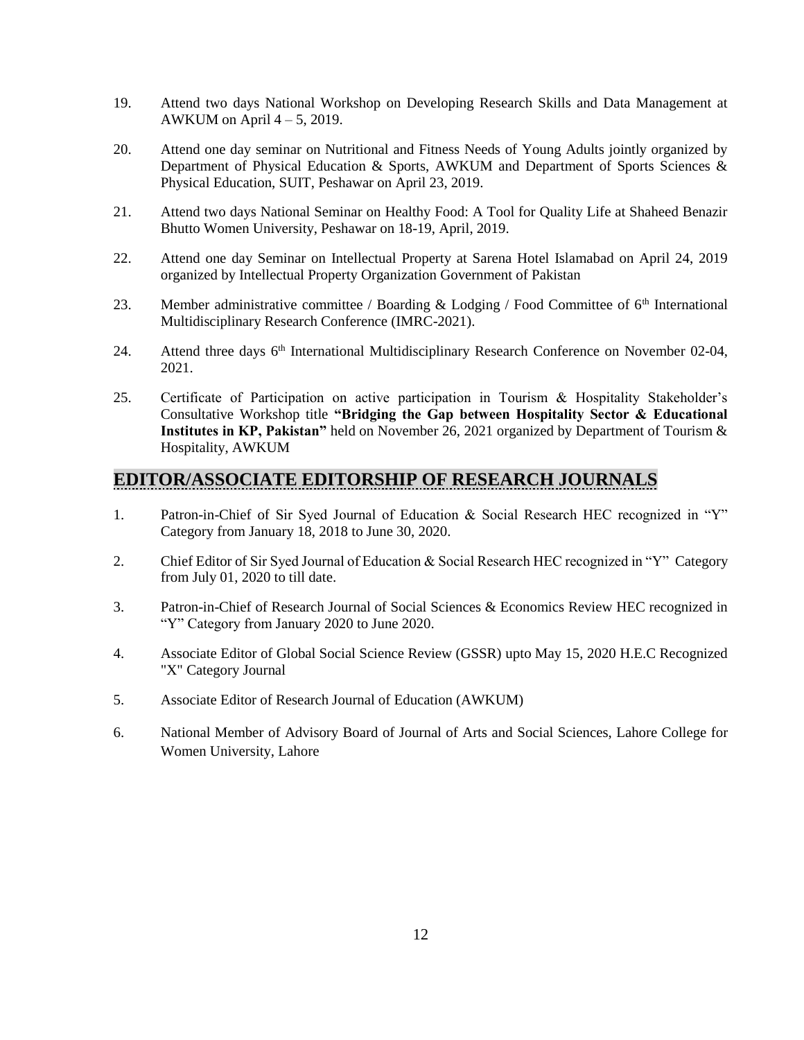19. Attend two days National Workshop on Developing Research Skills and Data Management at AWKUM on April 4 – 5, 2019.

20. Attend one day seminar on Nutritional and Fitness Needs of Young Adults jointly organized by Department of Physical Education & Sports, AWKUM and Department of Sports Sciences & Physical Education, SUIT, Peshawar on April 23, 2019.

21. Attend two days National Seminar on Healthy Food: A Tool for Quality Life at Shaheed Benazir Bhutto Women University, Peshawar on 18-19, April, 2019.

22. Attend one day Seminar on Intellectual Property at Sarena Hotel Islamabad on April 24, 2019 organized by Intellectual Property Organization Government of Pakistan

23. Member administrative committee / Boarding & Lodging / Food Committee of 6th International Multidisciplinary Research Conference (IMRC-2021).

24. Attend three days 6th International Multidisciplinary Research Conference on November 02-04, 2021.

25. Certificate of Participation on active participation in Tourism & Hospitality Stakeholder's Consultative Workshop title **"Bridging the Gap between Hospitality Sector & Educational Institutes in KP, Pakistan"** held on November 26, 2021 organized by Department of Tourism & Hospitality, AWKUM

## EDITOR/ASSOCIATE EDITORSHIP OF RESEARCH JOURNALS

1. Patron-in-Chief of Sir Syed Journal of Education & Social Research HEC recognized in "Y" Category from January 18, 2018 to June 30, 2020.

2. Chief Editor of Sir Syed Journal of Education & Social Research HEC recognized in "Y" Category from July 01, 2020 to till date.

3. Patron-in-Chief of Research Journal of Social Sciences & Economics Review HEC recognized in "Y" Category from January 2020 to June 2020.

4. Associate Editor of Global Social Science Review (GSSR) upto May 15, 2020 H.E.C Recognized "X" Category Journal

5. Associate Editor of Research Journal of Education (AWKUM)

6. National Member of Advisory Board of Journal of Arts and Social Sciences, Lahore College for Women University, Lahore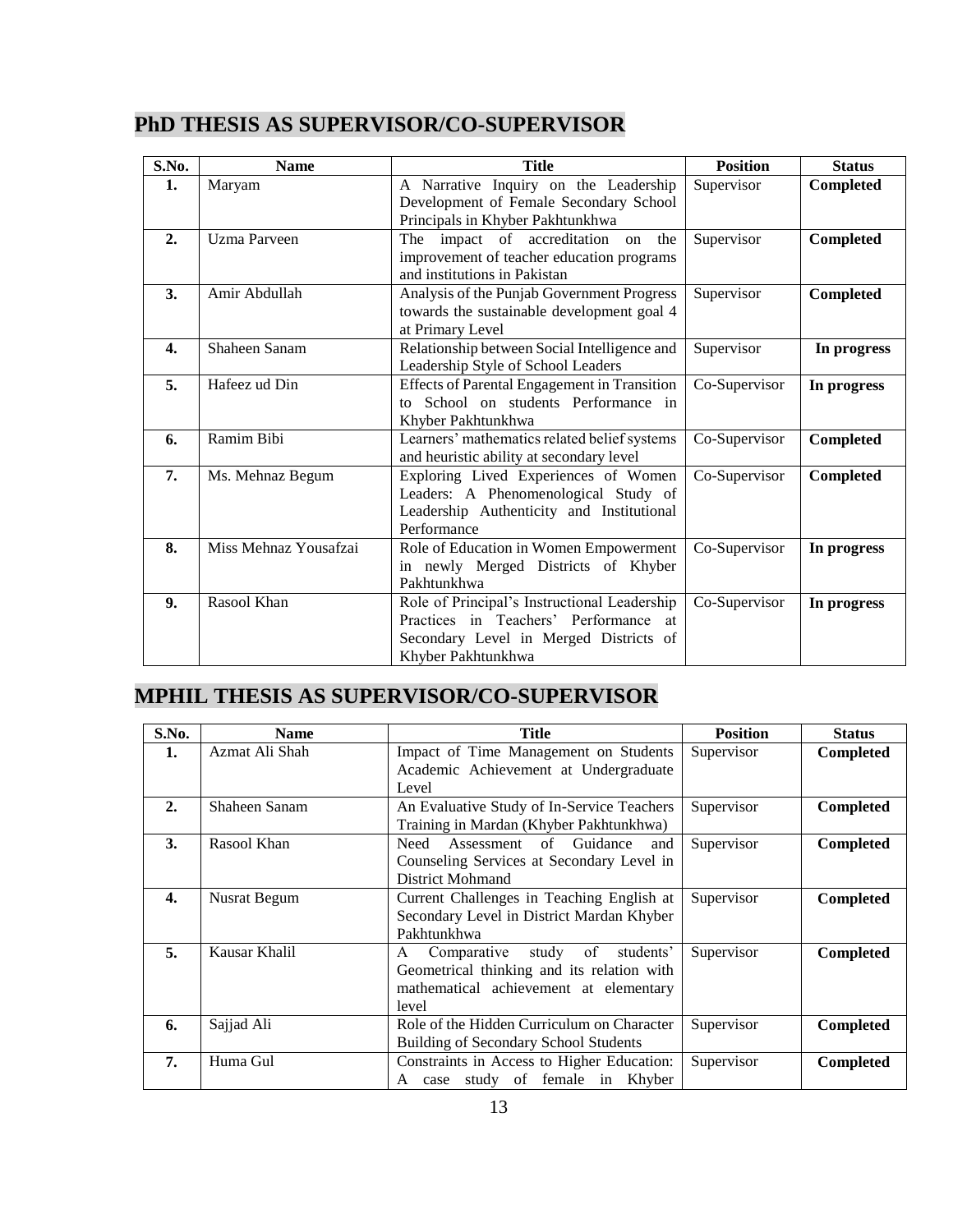## PhD THESIS AS SUPERVISOR/CO-SUPERVISOR

| S.No. | Name | Title | Position | Status |
|---|---|---|---|---|
| **1.** | Maryam | A Narrative Inquiry on the Leadership Development of Female Secondary School Principals in Khyber Pakhtunkhwa | Supervisor | **Completed** |
| **2.** | Uzma Parveen | The impact of accreditation on the improvement of teacher education programs and institutions in Pakistan | Supervisor | **Completed** |
| **3.** | Amir Abdullah | Analysis of the Punjab Government Progress towards the sustainable development goal 4 at Primary Level | Supervisor | **Completed** |
| **4.** | Shaheen Sanam | Relationship between Social Intelligence and Leadership Style of School Leaders | Supervisor | **In progress** |
| **5.** | Hafeez ud Din | Effects of Parental Engagement in Transition to School on students Performance in Khyber Pakhtunkhwa | Co-Supervisor | **In progress** |
| **6.** | Ramim Bibi | Learners' mathematics related belief systems and heuristic ability at secondary level | Co-Supervisor | **Completed** |
| **7.** | Ms. Mehnaz Begum | Exploring Lived Experiences of Women Leaders: A Phenomenological Study of Leadership Authenticity and Institutional Performance | Co-Supervisor | **Completed** |
| **8.** | Miss Mehnaz Yousafzai | Role of Education in Women Empowerment in newly Merged Districts of Khyber Pakhtunkhwa | Co-Supervisor | **In progress** |
| **9.** | Rasool Khan | Role of Principal's Instructional Leadership Practices in Teachers' Performance at Secondary Level in Merged Districts of Khyber Pakhtunkhwa | Co-Supervisor | **In progress** |

## MPHIL THESIS AS SUPERVISOR/CO-SUPERVISOR

| S.No. | Name | Title | Position | Status |
|---|---|---|---|---|
| **1.** | Azmat Ali Shah | Impact of Time Management on Students Academic Achievement at Undergraduate Level | Supervisor | **Completed** |
| **2.** | Shaheen Sanam | An Evaluative Study of In-Service Teachers Training in Mardan (Khyber Pakhtunkhwa) | Supervisor | **Completed** |
| **3.** | Rasool Khan | Need Assessment of Guidance and Counseling Services at Secondary Level in District Mohmand | Supervisor | **Completed** |
| **4.** | Nusrat Begum | Current Challenges in Teaching English at Secondary Level in District Mardan Khyber Pakhtunkhwa | Supervisor | **Completed** |
| **5.** | Kausar Khalil | A Comparative study of students' Geometrical thinking and its relation with mathematical achievement at elementary level | Supervisor | **Completed** |
| **6.** | Sajjad Ali | Role of the Hidden Curriculum on Character Building of Secondary School Students | Supervisor | **Completed** |
| **7.** | Huma Gul | Constraints in Access to Higher Education: A case study of female in Khyber | Supervisor | **Completed** |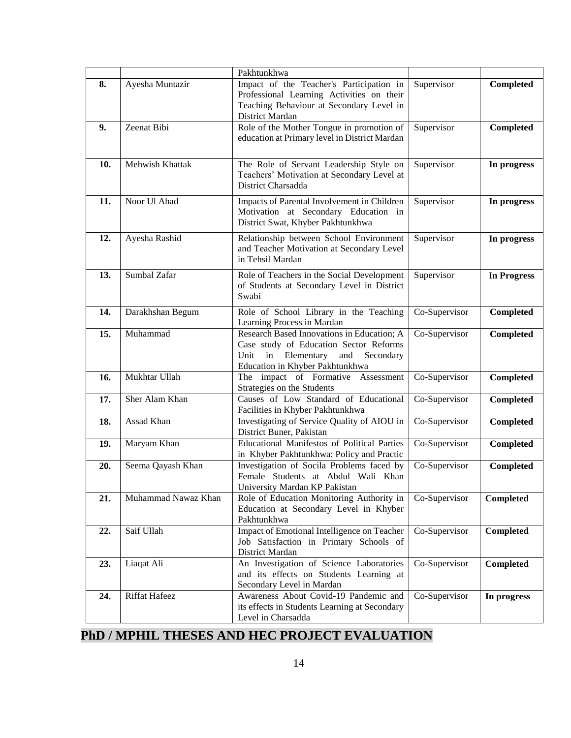| | | Pakhtunkhwa | | |
|---|---|---|---|---|
| **8.** | Ayesha Muntazir | Impact of the Teacher's Participation in Professional Learning Activities on their Teaching Behaviour at Secondary Level in District Mardan | Supervisor | **Completed** |
| **9.** | Zeenat Bibi | Role of the Mother Tongue in promotion of education at Primary level in District Mardan | Supervisor | **Completed** |
| **10.** | Mehwish Khattak | The Role of Servant Leadership Style on Teachers' Motivation at Secondary Level at District Charsadda | Supervisor | **In progress** |
| **11.** | Noor Ul Ahad | Impacts of Parental Involvement in Children Motivation at Secondary Education in District Swat, Khyber Pakhtunkhwa | Supervisor | **In progress** |
| **12.** | Ayesha Rashid | Relationship between School Environment and Teacher Motivation at Secondary Level in Tehsil Mardan | Supervisor | **In progress** |
| **13.** | Sumbal Zafar | Role of Teachers in the Social Development of Students at Secondary Level in District Swabi | Supervisor | **In Progress** |
| **14.** | Darakhshan Begum | Role of School Library in the Teaching Learning Process in Mardan | Co-Supervisor | **Completed** |
| **15.** | Muhammad | Research Based Innovations in Education; A Case study of Education Sector Reforms Unit in Elementary and Secondary Education in Khyber Pakhtunkhwa | Co-Supervisor | **Completed** |
| **16.** | Mukhtar Ullah | The impact of Formative Assessment Strategies on the Students | Co-Supervisor | **Completed** |
| **17.** | Sher Alam Khan | Causes of Low Standard of Educational Facilities in Khyber Pakhtunkhwa | Co-Supervisor | **Completed** |
| **18.** | Assad Khan | Investigating of Service Quality of AIOU in District Buner, Pakistan | Co-Supervisor | **Completed** |
| **19.** | Maryam Khan | Educational Manifestos of Political Parties in Khyber Pakhtunkhwa: Policy and Practic | Co-Supervisor | **Completed** |
| **20.** | Seema Qayash Khan | Investigation of Socila Problems faced by Female Students at Abdul Wali Khan University Mardan KP Pakistan | Co-Supervisor | **Completed** |
| **21.** | Muhammad Nawaz Khan | Role of Education Monitoring Authority in Education at Secondary Level in Khyber Pakhtunkhwa | Co-Supervisor | **Completed** |
| **22.** | Saif Ullah | Impact of Emotional Intelligence on Teacher Job Satisfaction in Primary Schools of District Mardan | Co-Supervisor | **Completed** |
| **23.** | Liaqat Ali | An Investigation of Science Laboratories and its effects on Students Learning at Secondary Level in Mardan | Co-Supervisor | **Completed** |
| **24.** | Riffat Hafeez | Awareness About Covid-19 Pandemic and its effects in Students Learning at Secondary Level in Charsadda | Co-Supervisor | **In progress** |

## PhD / MPHIL THESES AND HEC PROJECT EVALUATION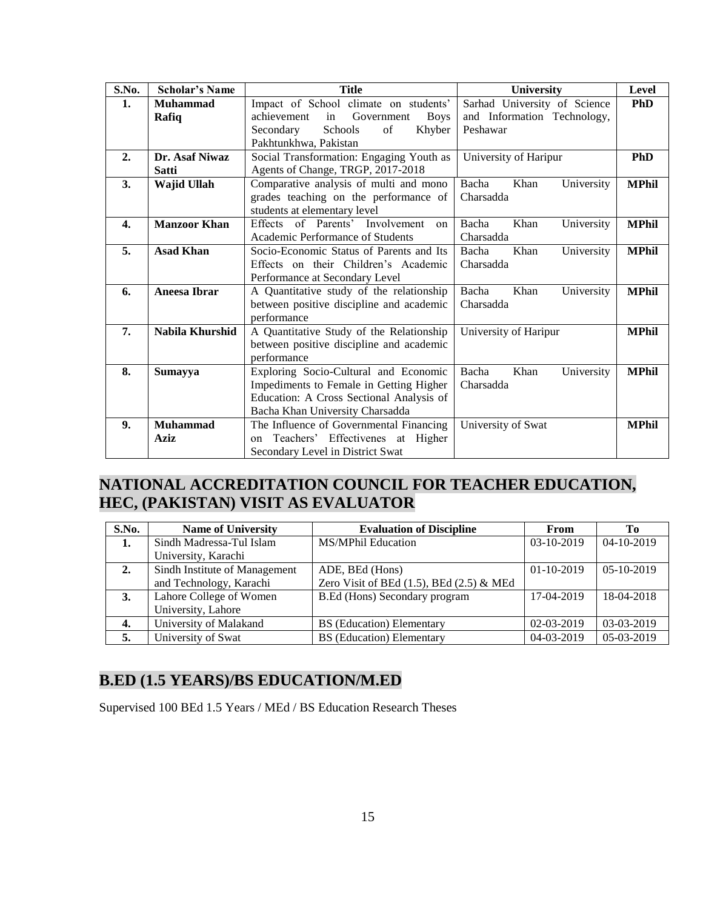| S.No. | Scholar's Name | Title | University | Level |
|---|---|---|---|---|
| **1.** | **Muhammad Rafiq** | Impact of School climate on students' achievement in Government Boys Secondary Schools of Khyber Pakhtunkhwa, Pakistan | Sarhad University of Science and Information Technology, Peshawar | **PhD** |
| **2.** | **Dr. Asaf Niwaz Satti** | Social Transformation: Engaging Youth as Agents of Change, TRGP, 2017-2018 | University of Haripur | **PhD** |
| **3.** | **Wajid Ullah** | Comparative analysis of multi and mono grades teaching on the performance of students at elementary level | Bacha Khan University Charsadda | **MPhil** |
| **4.** | **Manzoor Khan** | Effects of Parents' Involvement on Academic Performance of Students | Bacha Khan University Charsadda | **MPhil** |
| **5.** | **Asad Khan** | Socio-Economic Status of Parents and Its Effects on their Children's Academic Performance at Secondary Level | Bacha Khan University Charsadda | **MPhil** |
| **6.** | **Aneesa Ibrar** | A Quantitative study of the relationship between positive discipline and academic performance | Bacha Khan University Charsadda | **MPhil** |
| **7.** | **Nabila Khurshid** | A Quantitative Study of the Relationship between positive discipline and academic performance | University of Haripur | **MPhil** |
| **8.** | **Sumayya** | Exploring Socio-Cultural and Economic Impediments to Female in Getting Higher Education: A Cross Sectional Analysis of Bacha Khan University Charsadda | Bacha Khan University Charsadda | **MPhil** |
| **9.** | **Muhammad Aziz** | The Influence of Governmental Financing on Teachers' Effectivenes at Higher Secondary Level in District Swat | University of Swat | **MPhil** |

## NATIONAL ACCREDITATION COUNCIL FOR TEACHER EDUCATION, HEC, (PAKISTAN) VISIT AS EVALUATOR

| S.No. | Name of University | Evaluation of Discipline | From | To |
|---|---|---|---|---|
| **1.** | Sindh Madressa-Tul Islam University, Karachi | MS/MPhil Education | 03-10-2019 | 04-10-2019 |
| **2.** | Sindh Institute of Management and Technology, Karachi | ADE, BEd (Hons) Zero Visit of BEd (1.5), BEd (2.5) & MEd | 01-10-2019 | 05-10-2019 |
| **3.** | Lahore College of Women University, Lahore | B.Ed (Hons) Secondary program | 17-04-2019 | 18-04-2018 |
| **4.** | University of Malakand | BS (Education) Elementary | 02-03-2019 | 03-03-2019 |
| **5.** | University of Swat | BS (Education) Elementary | 04-03-2019 | 05-03-2019 |

## B.ED (1.5 YEARS)/BS EDUCATION/M.ED

Supervised 100 BEd 1.5 Years / MEd / BS Education Research Theses